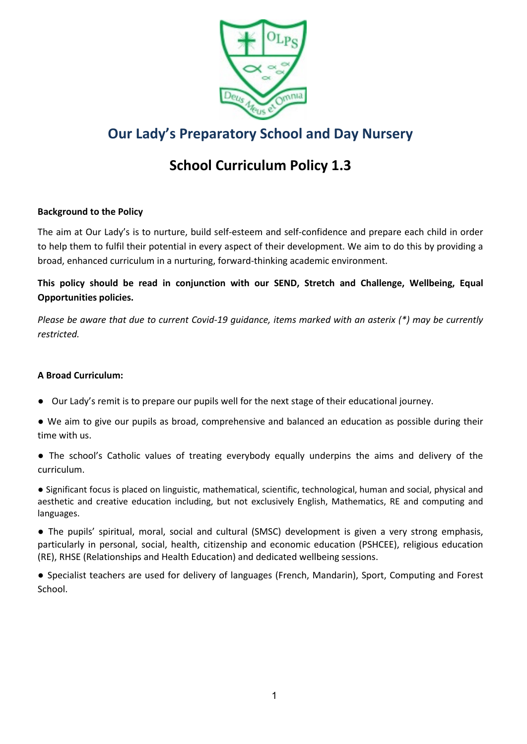# Our Lady's Preparatory School and Day Nursery

## School Curriculum Policy 1.3

**Background to the Policy**

The aim at Our Lady's is to nurture, build self-esteem and self-confidence and prepare each child in order to help them to fulfil their potential in every aspect of their development. We aim to do this by providing a broad, enhanced curriculum in a nurturing, forward-thinking academic environment.

**This policy should be read in conjunction with our SEND, Stretch and Challenge, Wellbeing, Equal Opportunities policies.**

*Please be aware that due to current Covid-19 guidance, items marked with an asterix (*) may be currently restricted.*

**A Broad Curriculum:**

- Our Lady's remit is to prepare our pupils well for the next stage of their educational journey.
- We aim to give our pupils as broad, comprehensive and balanced an education as possible during their time with us.
- The school's Catholic values of treating everybody equally underpins the aims and delivery of the curriculum.
- Significant focus is placed on linguistic, mathematical, scientific, technological, human and social, physical and aesthetic and creative education including, but not exclusively English, Mathematics, RE and computing and languages.
- The pupils' spiritual, moral, social and cultural (SMSC) development is given a very strong emphasis, particularly in personal, social, health, citizenship and economic education (PSHCEE), religious education (RE), RHSE (Relationships and Health Education) and dedicated wellbeing sessions.
- Specialist teachers are used for delivery of languages (French, Mandarin), Sport, Computing and Forest School.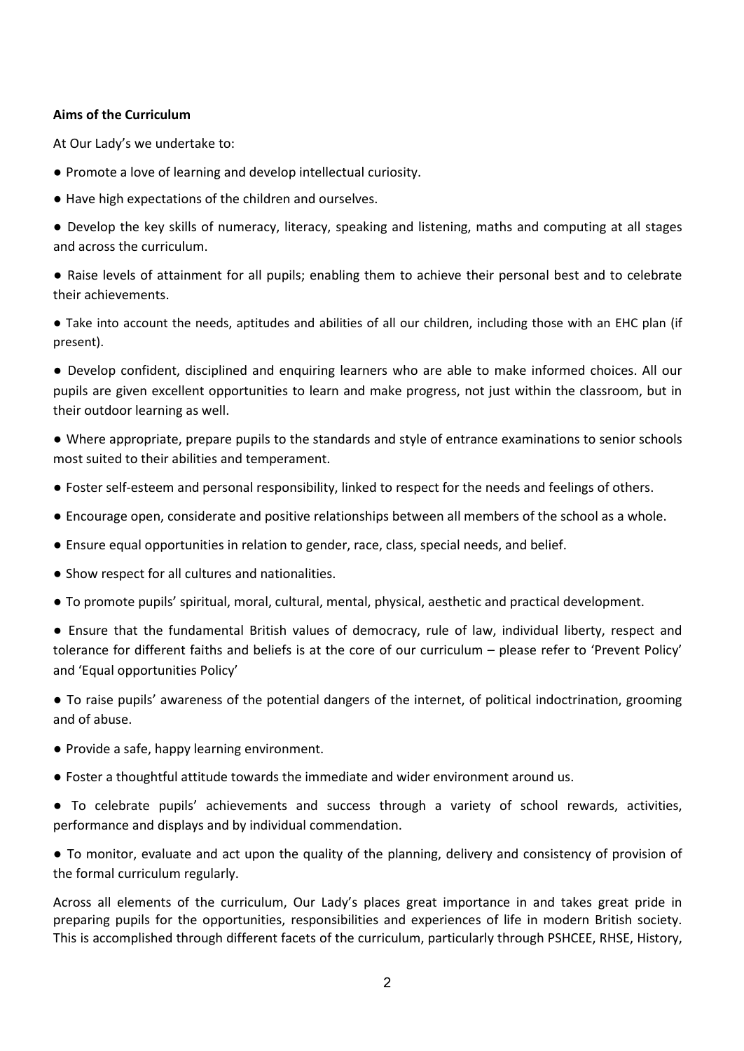**Aims of the Curriculum**

At Our Lady's we undertake to:

- Promote a love of learning and develop intellectual curiosity.
- Have high expectations of the children and ourselves.
- Develop the key skills of numeracy, literacy, speaking and listening, maths and computing at all stages and across the curriculum.
- Raise levels of attainment for all pupils; enabling them to achieve their personal best and to celebrate their achievements.
- Take into account the needs, aptitudes and abilities of all our children, including those with an EHC plan (if present).
- Develop confident, disciplined and enquiring learners who are able to make informed choices. All our pupils are given excellent opportunities to learn and make progress, not just within the classroom, but in their outdoor learning as well.
- Where appropriate, prepare pupils to the standards and style of entrance examinations to senior schools most suited to their abilities and temperament.
- Foster self-esteem and personal responsibility, linked to respect for the needs and feelings of others.
- Encourage open, considerate and positive relationships between all members of the school as a whole.
- Ensure equal opportunities in relation to gender, race, class, special needs, and belief.
- Show respect for all cultures and nationalities.
- To promote pupils' spiritual, moral, cultural, mental, physical, aesthetic and practical development.
- Ensure that the fundamental British values of democracy, rule of law, individual liberty, respect and tolerance for different faiths and beliefs is at the core of our curriculum – please refer to 'Prevent Policy' and 'Equal opportunities Policy'
- To raise pupils' awareness of the potential dangers of the internet, of political indoctrination, grooming and of abuse.
- Provide a safe, happy learning environment.
- Foster a thoughtful attitude towards the immediate and wider environment around us.
- To celebrate pupils' achievements and success through a variety of school rewards, activities, performance and displays and by individual commendation.
- To monitor, evaluate and act upon the quality of the planning, delivery and consistency of provision of the formal curriculum regularly.

Across all elements of the curriculum, Our Lady's places great importance in and takes great pride in preparing pupils for the opportunities, responsibilities and experiences of life in modern British society. This is accomplished through different facets of the curriculum, particularly through PSHCEE, RHSE, History,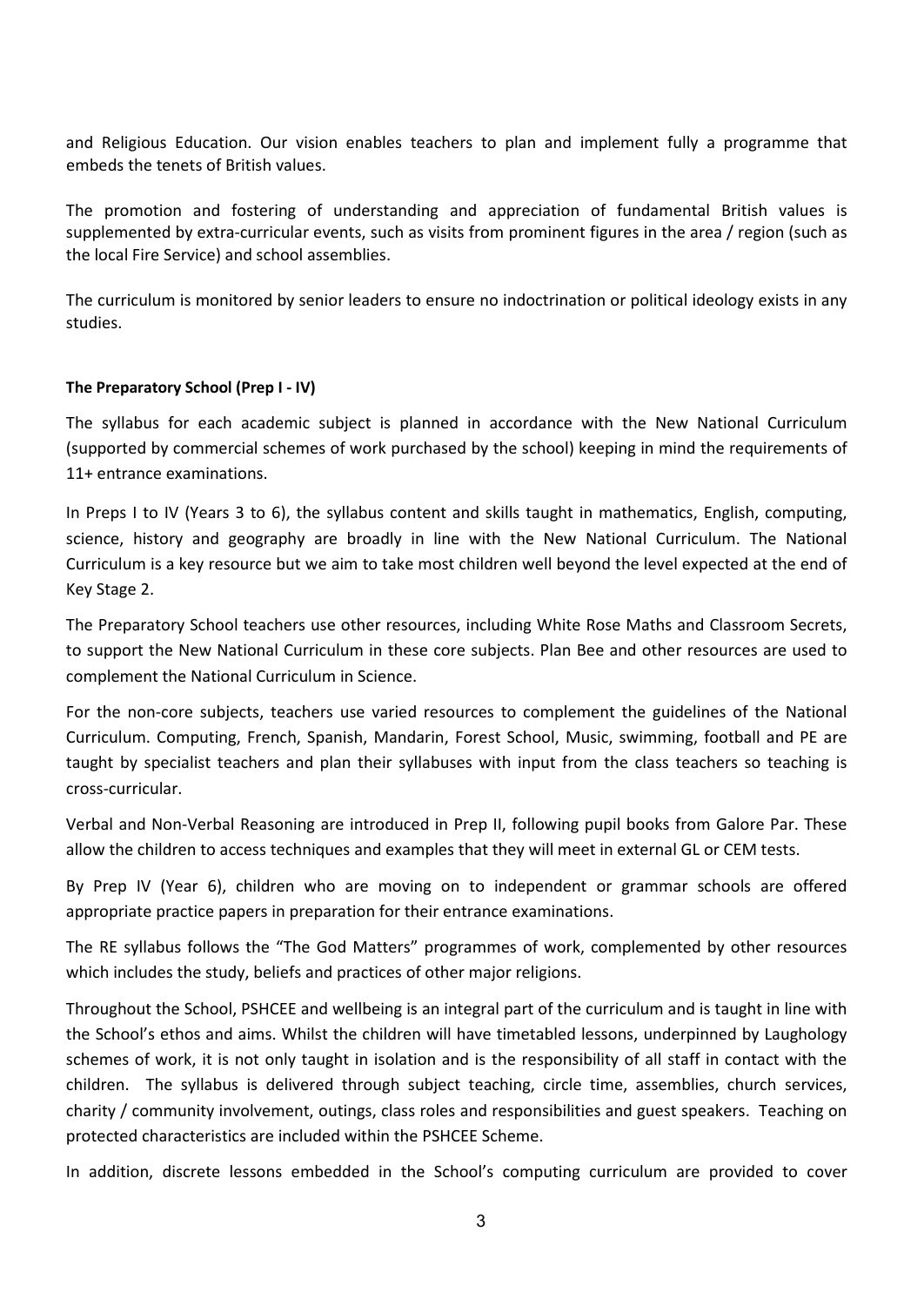and Religious Education. Our vision enables teachers to plan and implement fully a programme that embeds the tenets of British values.

The promotion and fostering of understanding and appreciation of fundamental British values is supplemented by extra-curricular events, such as visits from prominent figures in the area / region (such as the local Fire Service) and school assemblies.

The curriculum is monitored by senior leaders to ensure no indoctrination or political ideology exists in any studies.

**The Preparatory School (Prep I - IV)**

The syllabus for each academic subject is planned in accordance with the New National Curriculum (supported by commercial schemes of work purchased by the school) keeping in mind the requirements of 11+ entrance examinations.

In Preps I to IV (Years 3 to 6), the syllabus content and skills taught in mathematics, English, computing, science, history and geography are broadly in line with the New National Curriculum. The National Curriculum is a key resource but we aim to take most children well beyond the level expected at the end of Key Stage 2.

The Preparatory School teachers use other resources, including White Rose Maths and Classroom Secrets, to support the New National Curriculum in these core subjects. Plan Bee and other resources are used to complement the National Curriculum in Science.

For the non-core subjects, teachers use varied resources to complement the guidelines of the National Curriculum. Computing, French, Spanish, Mandarin, Forest School, Music, swimming, football and PE are taught by specialist teachers and plan their syllabuses with input from the class teachers so teaching is cross-curricular.

Verbal and Non-Verbal Reasoning are introduced in Prep II, following pupil books from Galore Par. These allow the children to access techniques and examples that they will meet in external GL or CEM tests.

By Prep IV (Year 6), children who are moving on to independent or grammar schools are offered appropriate practice papers in preparation for their entrance examinations.

The RE syllabus follows the "The God Matters" programmes of work, complemented by other resources which includes the study, beliefs and practices of other major religions.

Throughout the School, PSHCEE and wellbeing is an integral part of the curriculum and is taught in line with the School's ethos and aims. Whilst the children will have timetabled lessons, underpinned by Laughology schemes of work, it is not only taught in isolation and is the responsibility of all staff in contact with the children. The syllabus is delivered through subject teaching, circle time, assemblies, church services, charity / community involvement, outings, class roles and responsibilities and guest speakers. Teaching on protected characteristics are included within the PSHCEE Scheme.

In addition, discrete lessons embedded in the School's computing curriculum are provided to cover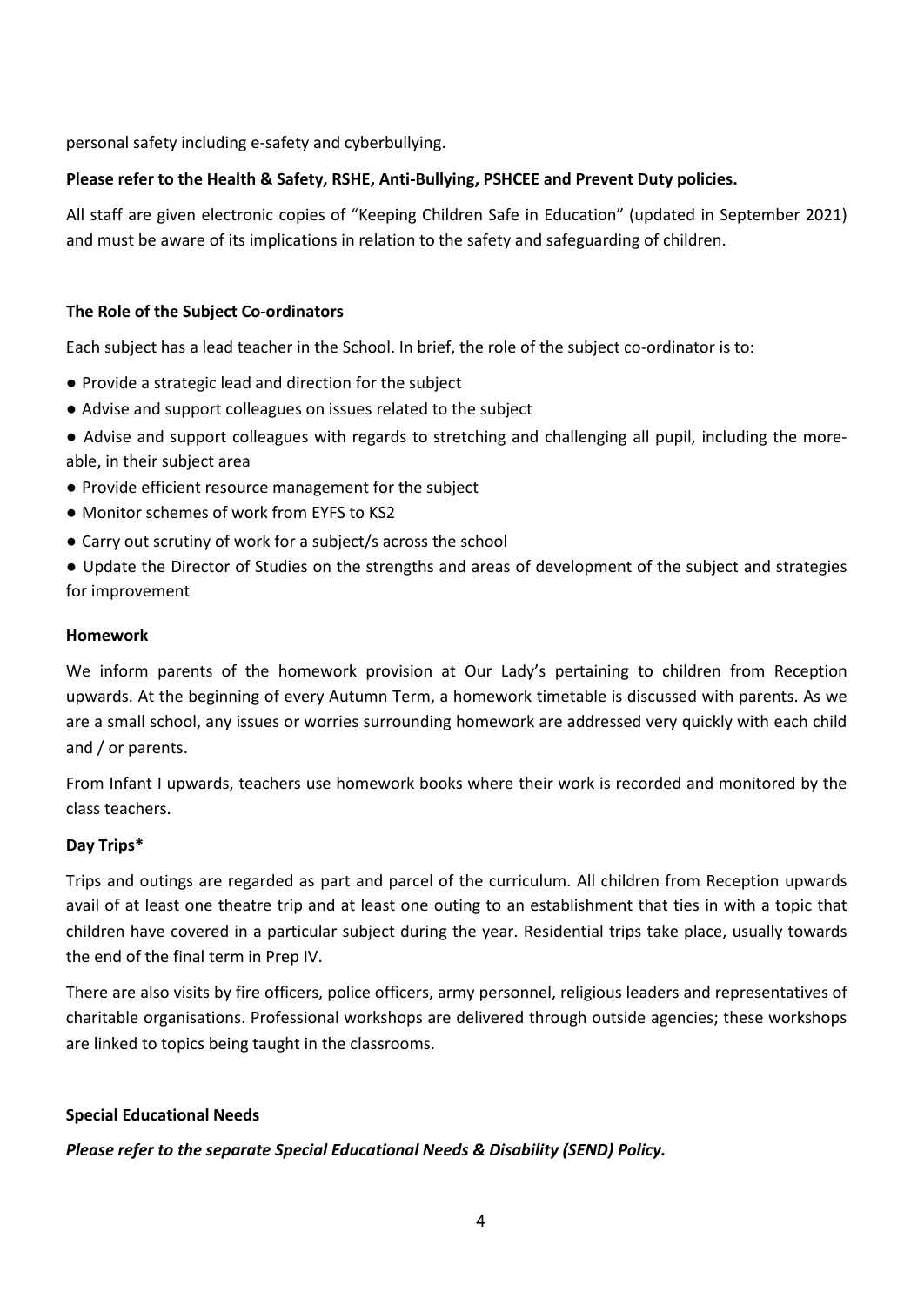personal safety including e-safety and cyberbullying.

**Please refer to the Health & Safety, RSHE, Anti-Bullying, PSHCEE and Prevent Duty policies.**

All staff are given electronic copies of "Keeping Children Safe in Education" (updated in September 2021) and must be aware of its implications in relation to the safety and safeguarding of children.

**The Role of the Subject Co-ordinators**

Each subject has a lead teacher in the School. In brief, the role of the subject co-ordinator is to:

- Provide a strategic lead and direction for the subject
- Advise and support colleagues on issues related to the subject
- Advise and support colleagues with regards to stretching and challenging all pupil, including the more-able, in their subject area
- Provide efficient resource management for the subject
- Monitor schemes of work from EYFS to KS2
- Carry out scrutiny of work for a subject/s across the school
- Update the Director of Studies on the strengths and areas of development of the subject and strategies for improvement

**Homework**

We inform parents of the homework provision at Our Lady's pertaining to children from Reception upwards. At the beginning of every Autumn Term, a homework timetable is discussed with parents. As we are a small school, any issues or worries surrounding homework are addressed very quickly with each child and / or parents.

From Infant I upwards, teachers use homework books where their work is recorded and monitored by the class teachers.

**Day Trips***

Trips and outings are regarded as part and parcel of the curriculum. All children from Reception upwards avail of at least one theatre trip and at least one outing to an establishment that ties in with a topic that children have covered in a particular subject during the year. Residential trips take place, usually towards the end of the final term in Prep IV.

There are also visits by fire officers, police officers, army personnel, religious leaders and representatives of charitable organisations. Professional workshops are delivered through outside agencies; these workshops are linked to topics being taught in the classrooms.

**Special Educational Needs**

***Please refer to the separate Special Educational Needs & Disability (SEND) Policy.***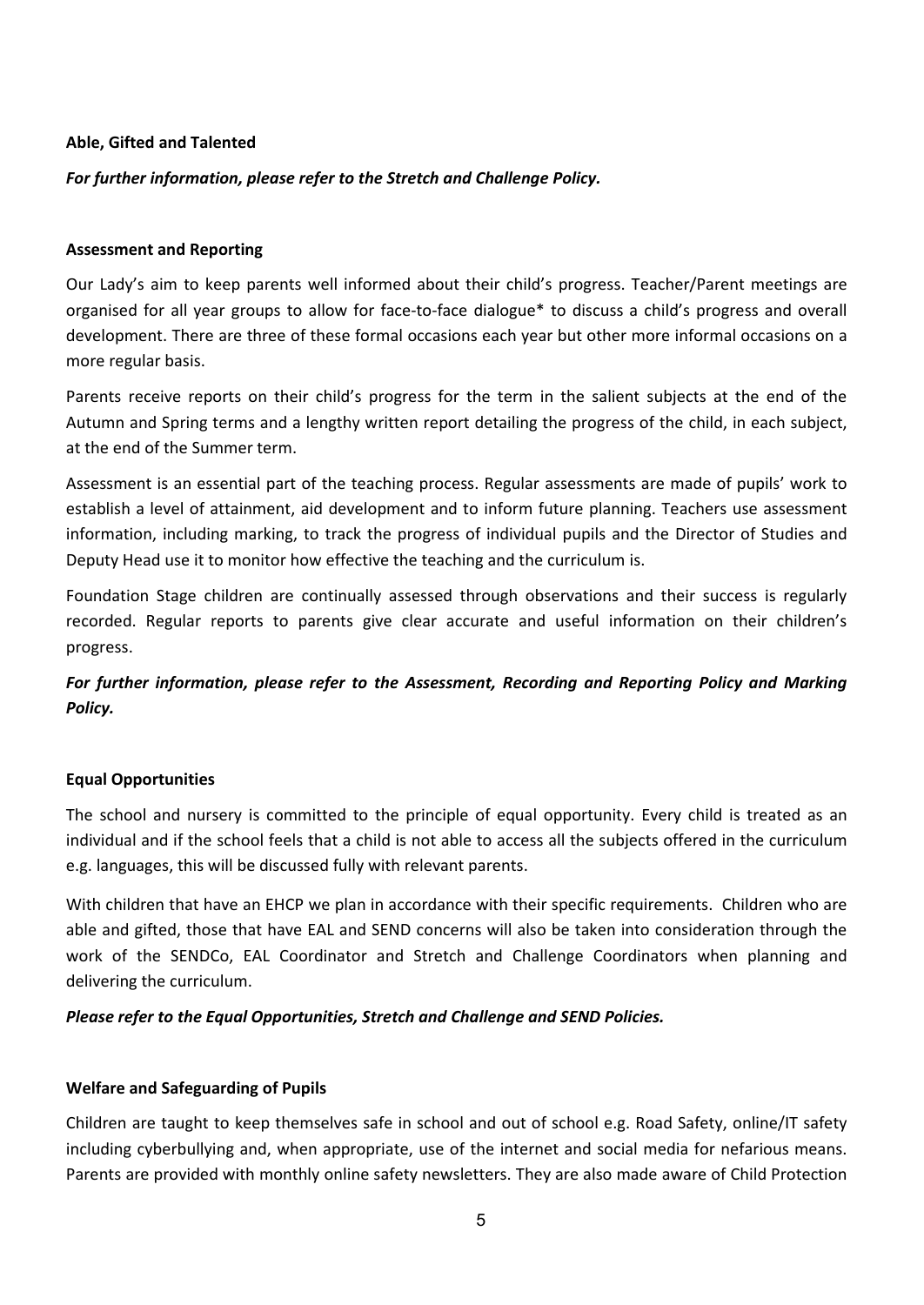**Able, Gifted and Talented**

***For further information, please refer to the Stretch and Challenge Policy.***

**Assessment and Reporting**

Our Lady's aim to keep parents well informed about their child's progress. Teacher/Parent meetings are organised for all year groups to allow for face-to-face dialogue* to discuss a child's progress and overall development. There are three of these formal occasions each year but other more informal occasions on a more regular basis.

Parents receive reports on their child's progress for the term in the salient subjects at the end of the Autumn and Spring terms and a lengthy written report detailing the progress of the child, in each subject, at the end of the Summer term.

Assessment is an essential part of the teaching process. Regular assessments are made of pupils' work to establish a level of attainment, aid development and to inform future planning. Teachers use assessment information, including marking, to track the progress of individual pupils and the Director of Studies and Deputy Head use it to monitor how effective the teaching and the curriculum is.

Foundation Stage children are continually assessed through observations and their success is regularly recorded. Regular reports to parents give clear accurate and useful information on their children's progress.

***For further information, please refer to the Assessment, Recording and Reporting Policy and Marking Policy.***

**Equal Opportunities**

The school and nursery is committed to the principle of equal opportunity. Every child is treated as an individual and if the school feels that a child is not able to access all the subjects offered in the curriculum e.g. languages, this will be discussed fully with relevant parents.

With children that have an EHCP we plan in accordance with their specific requirements. Children who are able and gifted, those that have EAL and SEND concerns will also be taken into consideration through the work of the SENDCo, EAL Coordinator and Stretch and Challenge Coordinators when planning and delivering the curriculum.

***Please refer to the Equal Opportunities, Stretch and Challenge and SEND Policies.***

**Welfare and Safeguarding of Pupils**

Children are taught to keep themselves safe in school and out of school e.g. Road Safety, online/IT safety including cyberbullying and, when appropriate, use of the internet and social media for nefarious means. Parents are provided with monthly online safety newsletters. They are also made aware of Child Protection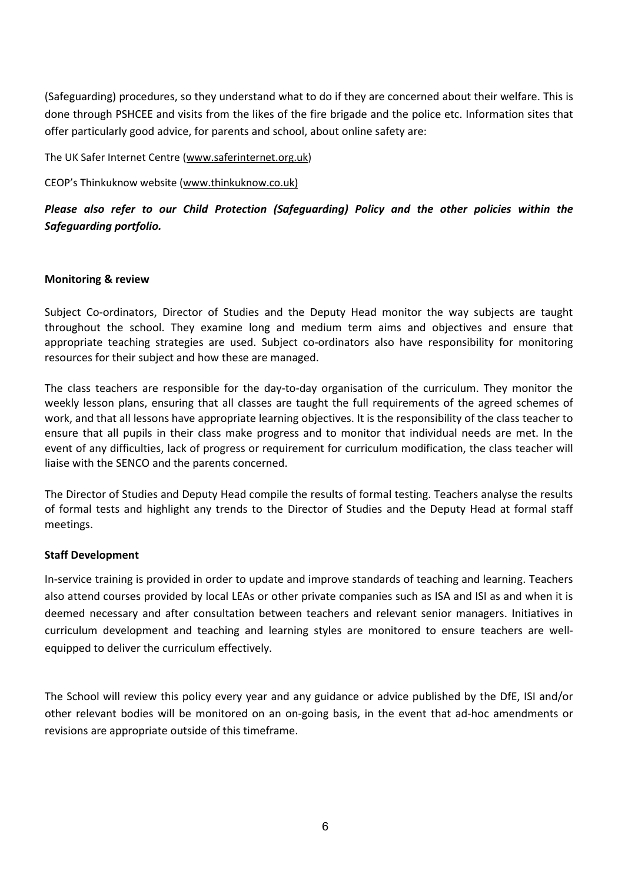(Safeguarding) procedures, so they understand what to do if they are concerned about their welfare. This is done through PSHCEE and visits from the likes of the fire brigade and the police etc. Information sites that offer particularly good advice, for parents and school, about online safety are:

The UK Safer Internet Centre (www.saferinternet.org.uk)

CEOP's Thinkuknow website (www.thinkuknow.co.uk)

***Please also refer to our Child Protection (Safeguarding) Policy and the other policies within the Safeguarding portfolio.***

**Monitoring & review**

Subject Co-ordinators, Director of Studies and the Deputy Head monitor the way subjects are taught throughout the school. They examine long and medium term aims and objectives and ensure that appropriate teaching strategies are used. Subject co-ordinators also have responsibility for monitoring resources for their subject and how these are managed.

The class teachers are responsible for the day-to-day organisation of the curriculum. They monitor the weekly lesson plans, ensuring that all classes are taught the full requirements of the agreed schemes of work, and that all lessons have appropriate learning objectives. It is the responsibility of the class teacher to ensure that all pupils in their class make progress and to monitor that individual needs are met. In the event of any difficulties, lack of progress or requirement for curriculum modification, the class teacher will liaise with the SENCO and the parents concerned.

The Director of Studies and Deputy Head compile the results of formal testing. Teachers analyse the results of formal tests and highlight any trends to the Director of Studies and the Deputy Head at formal staff meetings.

**Staff Development**

In-service training is provided in order to update and improve standards of teaching and learning. Teachers also attend courses provided by local LEAs or other private companies such as ISA and ISI as and when it is deemed necessary and after consultation between teachers and relevant senior managers. Initiatives in curriculum development and teaching and learning styles are monitored to ensure teachers are well-equipped to deliver the curriculum effectively.

The School will review this policy every year and any guidance or advice published by the DfE, ISI and/or other relevant bodies will be monitored on an on-going basis, in the event that ad-hoc amendments or revisions are appropriate outside of this timeframe.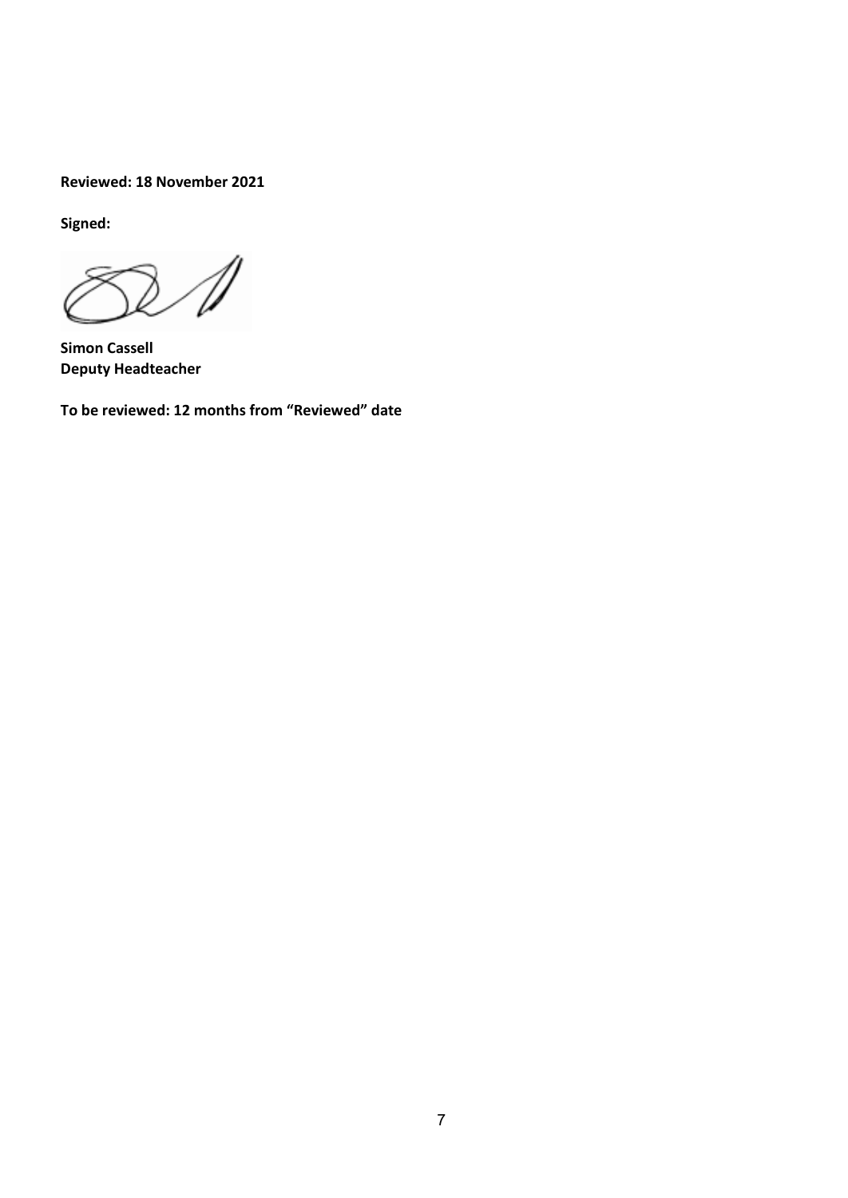**Reviewed: 18 November 2021**

**Signed:**

**Simon Cassell**
**Deputy Headteacher**

**To be reviewed: 12 months from "Reviewed" date**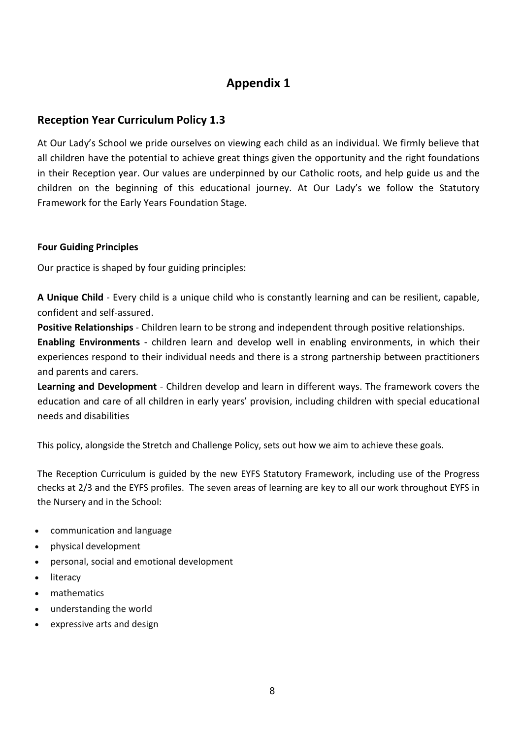# Appendix 1

## Reception Year Curriculum Policy 1.3

At Our Lady's School we pride ourselves on viewing each child as an individual. We firmly believe that all children have the potential to achieve great things given the opportunity and the right foundations in their Reception year. Our values are underpinned by our Catholic roots, and help guide us and the children on the beginning of this educational journey. At Our Lady's we follow the Statutory Framework for the Early Years Foundation Stage.

**Four Guiding Principles**

Our practice is shaped by four guiding principles:

**A Unique Child** - Every child is a unique child who is constantly learning and can be resilient, capable, confident and self-assured.

**Positive Relationships** - Children learn to be strong and independent through positive relationships.

**Enabling Environments** - children learn and develop well in enabling environments, in which their experiences respond to their individual needs and there is a strong partnership between practitioners and parents and carers.

**Learning and Development** - Children develop and learn in different ways. The framework covers the education and care of all children in early years' provision, including children with special educational needs and disabilities

This policy, alongside the Stretch and Challenge Policy, sets out how we aim to achieve these goals.

The Reception Curriculum is guided by the new EYFS Statutory Framework, including use of the Progress checks at 2/3 and the EYFS profiles. The seven areas of learning are key to all our work throughout EYFS in the Nursery and in the School:

- communication and language
- physical development
- personal, social and emotional development
- literacy
- mathematics
- understanding the world
- expressive arts and design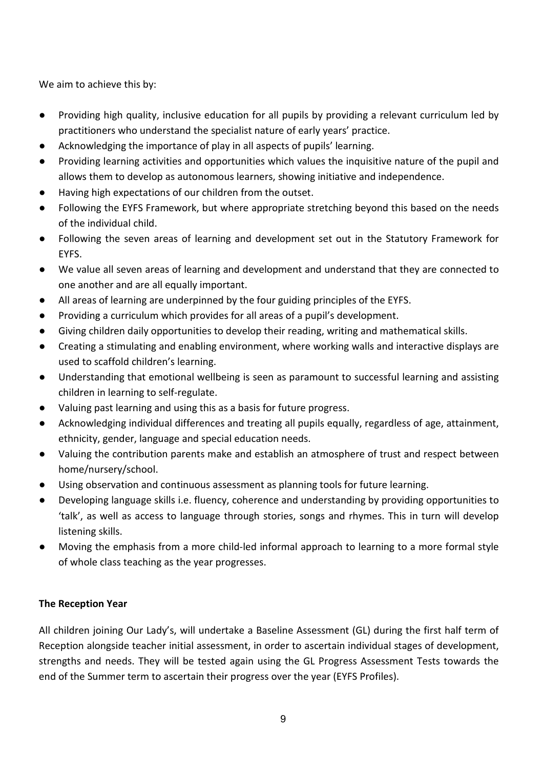We aim to achieve this by:

- Providing high quality, inclusive education for all pupils by providing a relevant curriculum led by practitioners who understand the specialist nature of early years' practice.
- Acknowledging the importance of play in all aspects of pupils' learning.
- Providing learning activities and opportunities which values the inquisitive nature of the pupil and allows them to develop as autonomous learners, showing initiative and independence.
- Having high expectations of our children from the outset.
- Following the EYFS Framework, but where appropriate stretching beyond this based on the needs of the individual child.
- Following the seven areas of learning and development set out in the Statutory Framework for EYFS.
- We value all seven areas of learning and development and understand that they are connected to one another and are all equally important.
- All areas of learning are underpinned by the four guiding principles of the EYFS.
- Providing a curriculum which provides for all areas of a pupil's development.
- Giving children daily opportunities to develop their reading, writing and mathematical skills.
- Creating a stimulating and enabling environment, where working walls and interactive displays are used to scaffold children's learning.
- Understanding that emotional wellbeing is seen as paramount to successful learning and assisting children in learning to self-regulate.
- Valuing past learning and using this as a basis for future progress.
- Acknowledging individual differences and treating all pupils equally, regardless of age, attainment, ethnicity, gender, language and special education needs.
- Valuing the contribution parents make and establish an atmosphere of trust and respect between home/nursery/school.
- Using observation and continuous assessment as planning tools for future learning.
- Developing language skills i.e. fluency, coherence and understanding by providing opportunities to 'talk', as well as access to language through stories, songs and rhymes. This in turn will develop listening skills.
- Moving the emphasis from a more child-led informal approach to learning to a more formal style of whole class teaching as the year progresses.

**The Reception Year**

All children joining Our Lady's, will undertake a Baseline Assessment (GL) during the first half term of Reception alongside teacher initial assessment, in order to ascertain individual stages of development, strengths and needs. They will be tested again using the GL Progress Assessment Tests towards the end of the Summer term to ascertain their progress over the year (EYFS Profiles).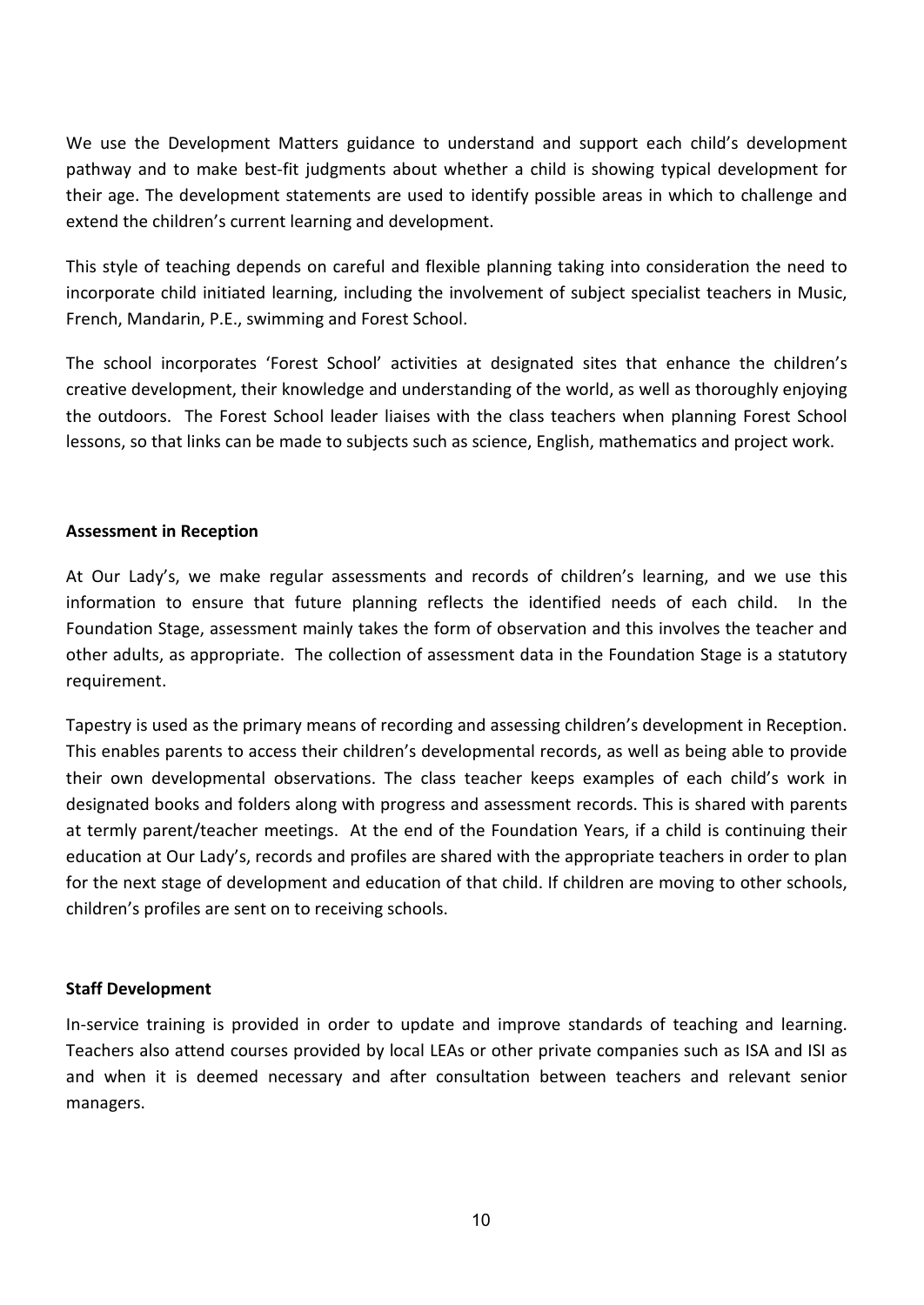We use the Development Matters guidance to understand and support each child's development pathway and to make best-fit judgments about whether a child is showing typical development for their age. The development statements are used to identify possible areas in which to challenge and extend the children's current learning and development.

This style of teaching depends on careful and flexible planning taking into consideration the need to incorporate child initiated learning, including the involvement of subject specialist teachers in Music, French, Mandarin, P.E., swimming and Forest School.

The school incorporates 'Forest School' activities at designated sites that enhance the children's creative development, their knowledge and understanding of the world, as well as thoroughly enjoying the outdoors. The Forest School leader liaises with the class teachers when planning Forest School lessons, so that links can be made to subjects such as science, English, mathematics and project work.

**Assessment in Reception**

At Our Lady's, we make regular assessments and records of children's learning, and we use this information to ensure that future planning reflects the identified needs of each child. In the Foundation Stage, assessment mainly takes the form of observation and this involves the teacher and other adults, as appropriate. The collection of assessment data in the Foundation Stage is a statutory requirement.

Tapestry is used as the primary means of recording and assessing children's development in Reception. This enables parents to access their children's developmental records, as well as being able to provide their own developmental observations. The class teacher keeps examples of each child's work in designated books and folders along with progress and assessment records. This is shared with parents at termly parent/teacher meetings. At the end of the Foundation Years, if a child is continuing their education at Our Lady's, records and profiles are shared with the appropriate teachers in order to plan for the next stage of development and education of that child. If children are moving to other schools, children's profiles are sent on to receiving schools.

**Staff Development**

In-service training is provided in order to update and improve standards of teaching and learning. Teachers also attend courses provided by local LEAs or other private companies such as ISA and ISI as and when it is deemed necessary and after consultation between teachers and relevant senior managers.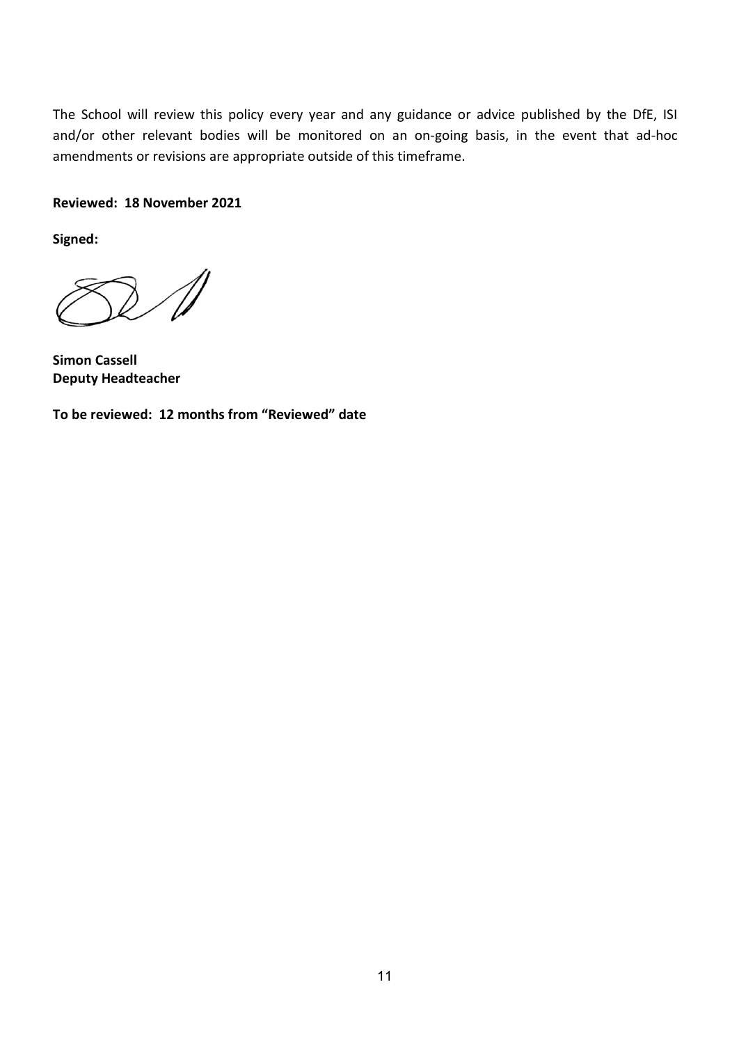The School will review this policy every year and any guidance or advice published by the DfE, ISI and/or other relevant bodies will be monitored on an on-going basis, in the event that ad-hoc amendments or revisions are appropriate outside of this timeframe.

**Reviewed: 18 November 2021**

**Signed:**

**Simon Cassell**
**Deputy Headteacher**

**To be reviewed: 12 months from "Reviewed" date**